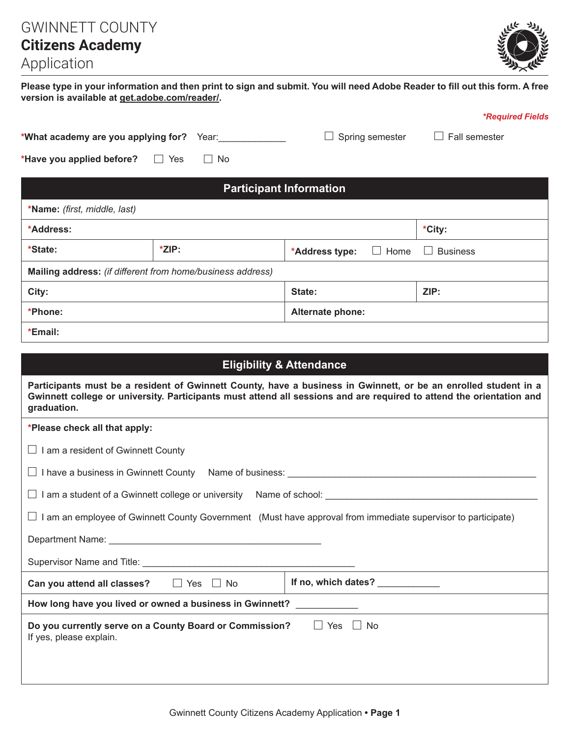# GWINNETT COUNTY
# Citizens Academy
# Application

**Please type in your information and then print to sign and submit. You will need Adobe Reader to fill out this form. A free version is available at get.adobe.com/reader/.**

*\*Required Fields*

**\*What academy are you applying for?** Year:_____________ ☐ Spring semester ☐ Fall semester

**\*Have you applied before?** ☐ Yes ☐ No

## Participant Information

| | | | |
|---|---|---|---|
| **\*Name:** *(first, middle, last)* | | | |
| **\*Address:** | | | **\*City:** |
| **\*State:** | **\*ZIP:** | **\*Address type:** ☐ Home ☐ Business | |
| **Mailing address:** *(if different from home/business address)* | | | |
| **City:** | | **State:** | **ZIP:** |
| **\*Phone:** | | **Alternate phone:** | |
| **\*Email:** | | | |

## Eligibility & Attendance

**Participants must be a resident of Gwinnett County, have a business in Gwinnett, or be an enrolled student in a Gwinnett college or university. Participants must attend all sessions and are required to attend the orientation and graduation.**

**\*Please check all that apply:**

☐ I am a resident of Gwinnett County

☐ I have a business in Gwinnett County Name of business: ___________________________________________

☐ I am a student of a Gwinnett college or university Name of school: ______________________________________

☐ I am an employee of Gwinnett County Government (Must have approval from immediate supervisor to participate)

Department Name: ________________________________________

Supervisor Name and Title: ________________________________________

**Can you attend all classes?** ☐ Yes ☐ No **If no, which dates?** ____________

**How long have you lived or owned a business in Gwinnett?** ____________

**Do you currently serve on a County Board or Commission?** ☐ Yes ☐ No
If yes, please explain.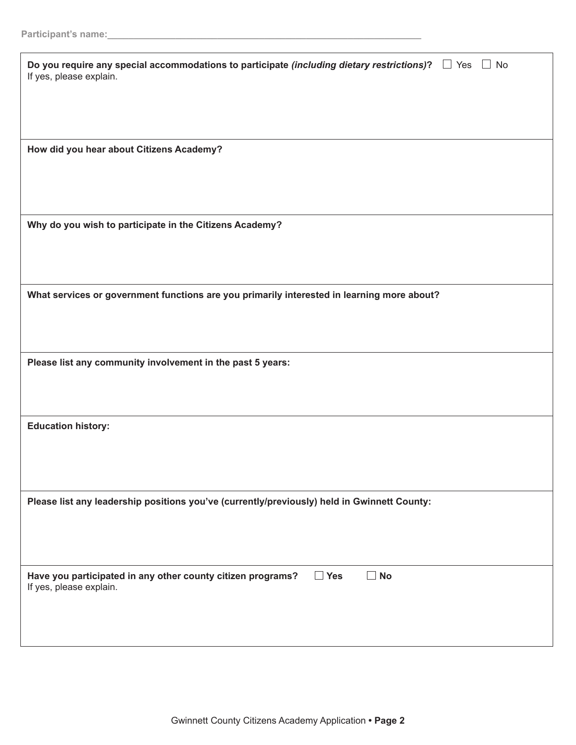Participant's name:_______________________________________________

**Do you require any special accommodations to participate *(including dietary restrictions)*?** ☐ Yes ☐ No
If yes, please explain.

**How did you hear about Citizens Academy?**

**Why do you wish to participate in the Citizens Academy?**

**What services or government functions are you primarily interested in learning more about?**

**Please list any community involvement in the past 5 years:**

**Education history:**

**Please list any leadership positions you've (currently/previously) held in Gwinnett County:**

**Have you participated in any other county citizen programs?** ☐ **Yes** ☐ **No**
If yes, please explain.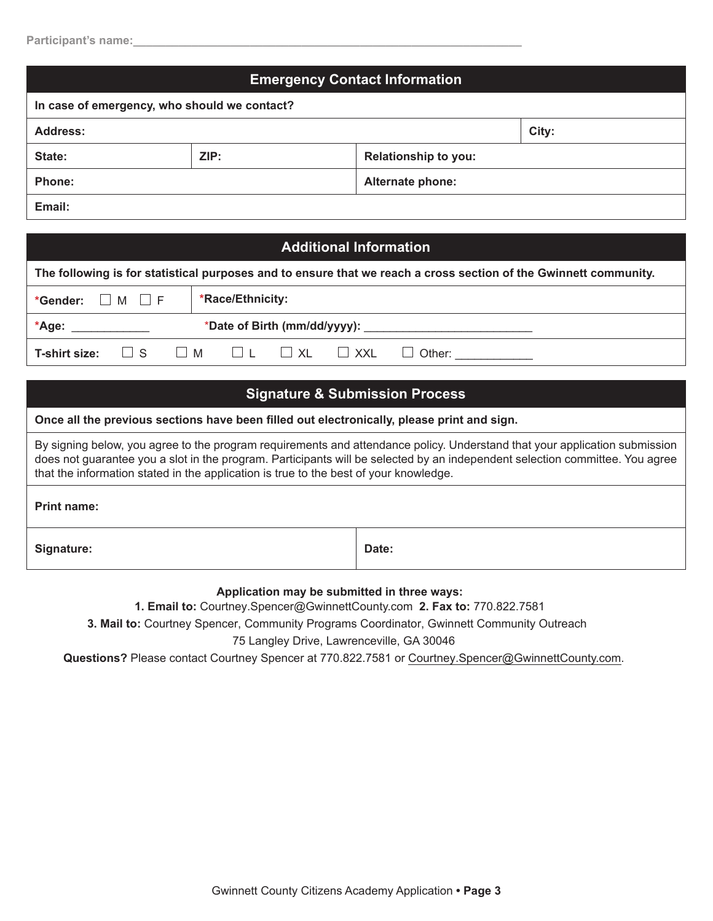Participant's name:_______________________________________________

## Emergency Contact Information

| | | | |
|---|---|---|---|
| **In case of emergency, who should we contact?** | | | |
| **Address:** | | | **City:** |
| **State:** | **ZIP:** | **Relationship to you:** | |
| **Phone:** | | **Alternate phone:** | |
| **Email:** | | | |

## Additional Information

**The following is for statistical purposes and to ensure that we reach a cross section of the Gwinnett community.**

| | |
|---|---|
| ***Gender:** ☐ M ☐ F | ***Race/Ethnicity:** |
| ***Age:** ___________ | ***Date of Birth (mm/dd/yyyy):** ________________________ |
| **T-shirt size:** ☐ S ☐ M ☐ L ☐ XL ☐ XXL ☐ Other: ___________ | |

## Signature & Submission Process

**Once all the previous sections have been filled out electronically, please print and sign.**

By signing below, you agree to the program requirements and attendance policy. Understand that your application submission does not guarantee you a slot in the program. Participants will be selected by an independent selection committee. You agree that the information stated in the application is true to the best of your knowledge.

| | |
|---|---|
| **Print name:** | |
| **Signature:** | **Date:** |

**Application may be submitted in three ways:**

**1. Email to:** Courtney.Spencer@GwinnettCounty.com **2. Fax to:** 770.822.7581

**3. Mail to:** Courtney Spencer, Community Programs Coordinator, Gwinnett Community Outreach

75 Langley Drive, Lawrenceville, GA 30046

**Questions?** Please contact Courtney Spencer at 770.822.7581 or Courtney.Spencer@GwinnettCounty.com.